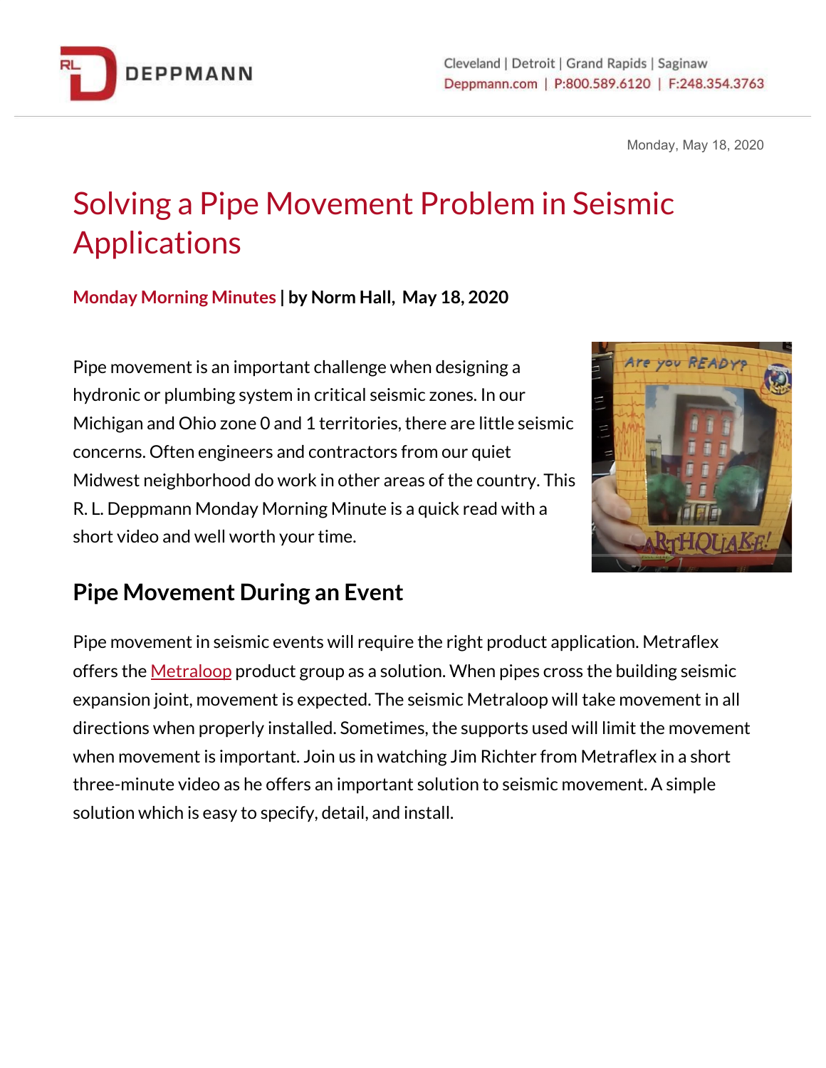Monday, May 18, 2020

# Solving a Pipe Movement Problem in Seismic Applications

**Monday Morning Minutes | by Norm Hall, May 18, 2020**

Pipe movement is an important challenge when designing a hydronic or plumbing system in critical seismic zones. In our Michigan and Ohio zone 0 and 1 territories, there are little seismic concerns. Often engineers and contractors from our quiet Midwest neighborhood do work in other areas of the country. This R. L. Deppmann Monday Morning Minute is a quick read with a short video and well worth your time.

## Pipe Movement During an Event

Pipe movement in seismic events will require the right product application. Metraflex offers the Metraloop product group as a solution. When pipes cross the building seismic expansion joint, movement is expected. The seismic Metraloop will take movement in all directions when properly installed. Sometimes, the supports used will limit the movement when movement is important. Join us in watching Jim Richter from Metraflex in a short three-minute video as he offers an important solution to seismic movement. A simple solution which is easy to specify, detail, and install.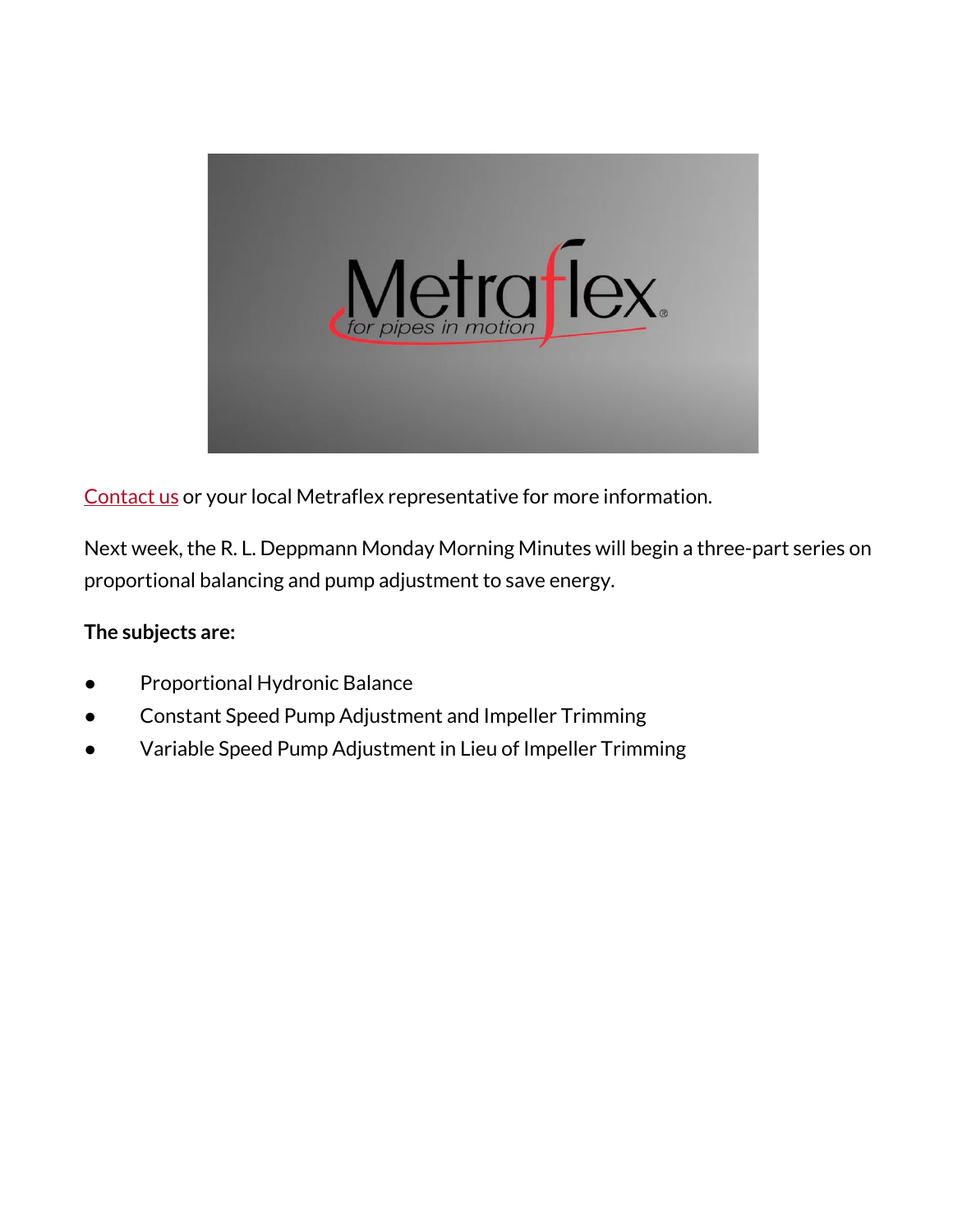Contact us or your local Metraflex representative for more information.

Next week, the R. L. Deppmann Monday Morning Minutes will begin a three-part series on proportional balancing and pump adjustment to save energy.

**The subjects are:**

- Proportional Hydronic Balance
- Constant Speed Pump Adjustment and Impeller Trimming
- Variable Speed Pump Adjustment in Lieu of Impeller Trimming